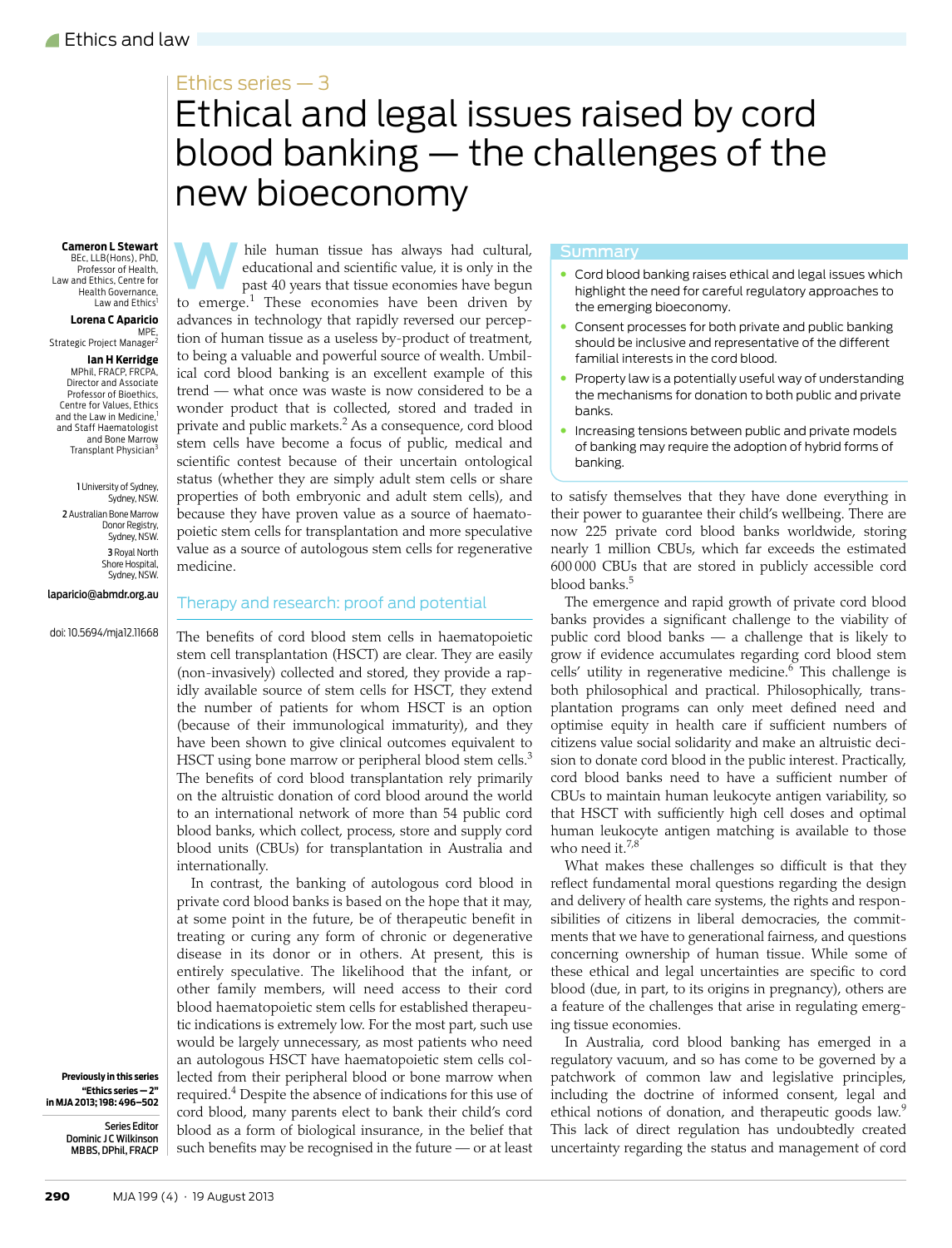Ethics series — 3

# Ethical and legal issues raised by cord blood banking — the challenges of the new bioeconomy

**Cameron L Stewart**
BEc, LLB(Hons), PhD, Professor of Health, Law and Ethics, Centre for Health Governance, Law and Ethics[1]

**Lorena C Aparicio**
MPE, Strategic Project Manager[2]

**Ian H Kerridge**
MPhil, FRACP, FRCPA, Director and Associate Professor of Bioethics, Centre for Values, Ethics and the Law in Medicine,[1] and Staff Haematologist and Bone Marrow Transplant Physician[3]

1 University of Sydney, Sydney, NSW.
2 Australian Bone Marrow Donor Registry, Sydney, NSW.
3 Royal North Shore Hospital, Sydney, NSW.

laparicio@abmdr.org.au

doi: 10.5694/mja12.11668

## Summary

- Cord blood banking raises ethical and legal issues which highlight the need for careful regulatory approaches to the emerging bioeconomy.
- Consent processes for both private and public banking should be inclusive and representative of the different familial interests in the cord blood.
- Property law is a potentially useful way of understanding the mechanisms for donation to both public and private banks.
- Increasing tensions between public and private models of banking may require the adoption of hybrid forms of banking.

While human tissue has always had cultural, educational and scientific value, it is only in the past 40 years that tissue economies have begun to emerge.[1] These economies have been driven by advances in technology that rapidly reversed our perception of human tissue as a useless by-product of treatment, to being a valuable and powerful source of wealth. Umbilical cord blood banking is an excellent example of this trend — what once was waste is now considered to be a wonder product that is collected, stored and traded in private and public markets.[2] As a consequence, cord blood stem cells have become a focus of public, medical and scientific contest because of their uncertain ontological status (whether they are simply adult stem cells or share properties of both embryonic and adult stem cells), and because they have proven value as a source of haematopoietic stem cells for transplantation and more speculative value as a source of autologous stem cells for regenerative medicine.

## Therapy and research: proof and potential

The benefits of cord blood stem cells in haematopoietic stem cell transplantation (HSCT) are clear. They are easily (non-invasively) collected and stored, they provide a rapidly available source of stem cells for HSCT, they extend the number of patients for whom HSCT is an option (because of their immunological immaturity), and they have been shown to give clinical outcomes equivalent to HSCT using bone marrow or peripheral blood stem cells.[3] The benefits of cord blood transplantation rely primarily on the altruistic donation of cord blood around the world to an international network of more than 54 public cord blood banks, which collect, process, store and supply cord blood units (CBUs) for transplantation in Australia and internationally.

In contrast, the banking of autologous cord blood in private cord blood banks is based on the hope that it may, at some point in the future, be of therapeutic benefit in treating or curing any form of chronic or degenerative disease in its donor or in others. At present, this is entirely speculative. The likelihood that the infant, or other family members, will need access to their cord blood haematopoietic stem cells for established therapeutic indications is extremely low. For the most part, such use would be largely unnecessary, as most patients who need an autologous HSCT have haematopoietic stem cells collected from their peripheral blood or bone marrow when required.[4] Despite the absence of indications for this use of cord blood, many parents elect to bank their child's cord blood as a form of biological insurance, in the belief that such benefits may be recognised in the future — or at least to satisfy themselves that they have done everything in their power to guarantee their child's wellbeing. There are now 225 private cord blood banks worldwide, storing nearly 1 million CBUs, which far exceeds the estimated 600 000 CBUs that are stored in publicly accessible cord blood banks.[5]

The emergence and rapid growth of private cord blood banks provides a significant challenge to the viability of public cord blood banks — a challenge that is likely to grow if evidence accumulates regarding cord blood stem cells' utility in regenerative medicine.[6] This challenge is both philosophical and practical. Philosophically, transplantation programs can only meet defined need and optimise equity in health care if sufficient numbers of citizens value social solidarity and make an altruistic decision to donate cord blood in the public interest. Practically, cord blood banks need to have a sufficient number of CBUs to maintain human leukocyte antigen variability, so that HSCT with sufficiently high cell doses and optimal human leukocyte antigen matching is available to those who need it.[7,8]

What makes these challenges so difficult is that they reflect fundamental moral questions regarding the design and delivery of health care systems, the rights and responsibilities of citizens in liberal democracies, the commitments that we have to generational fairness, and questions concerning ownership of human tissue. While some of these ethical and legal uncertainties are specific to cord blood (due, in part, to its origins in pregnancy), others are a feature of the challenges that arise in regulating emerging tissue economies.

In Australia, cord blood banking has emerged in a regulatory vacuum, and so has come to be governed by a patchwork of common law and legislative principles, including the doctrine of informed consent, legal and ethical notions of donation, and therapeutic goods law.[9] This lack of direct regulation has undoubtedly created uncertainty regarding the status and management of cord

**Previously in this series**
**"Ethics series — 2" in MJA 2013; 198: 496–502**

**Series Editor**
**Dominic J C Wilkinson**
**MBBS, DPhil, FRACP**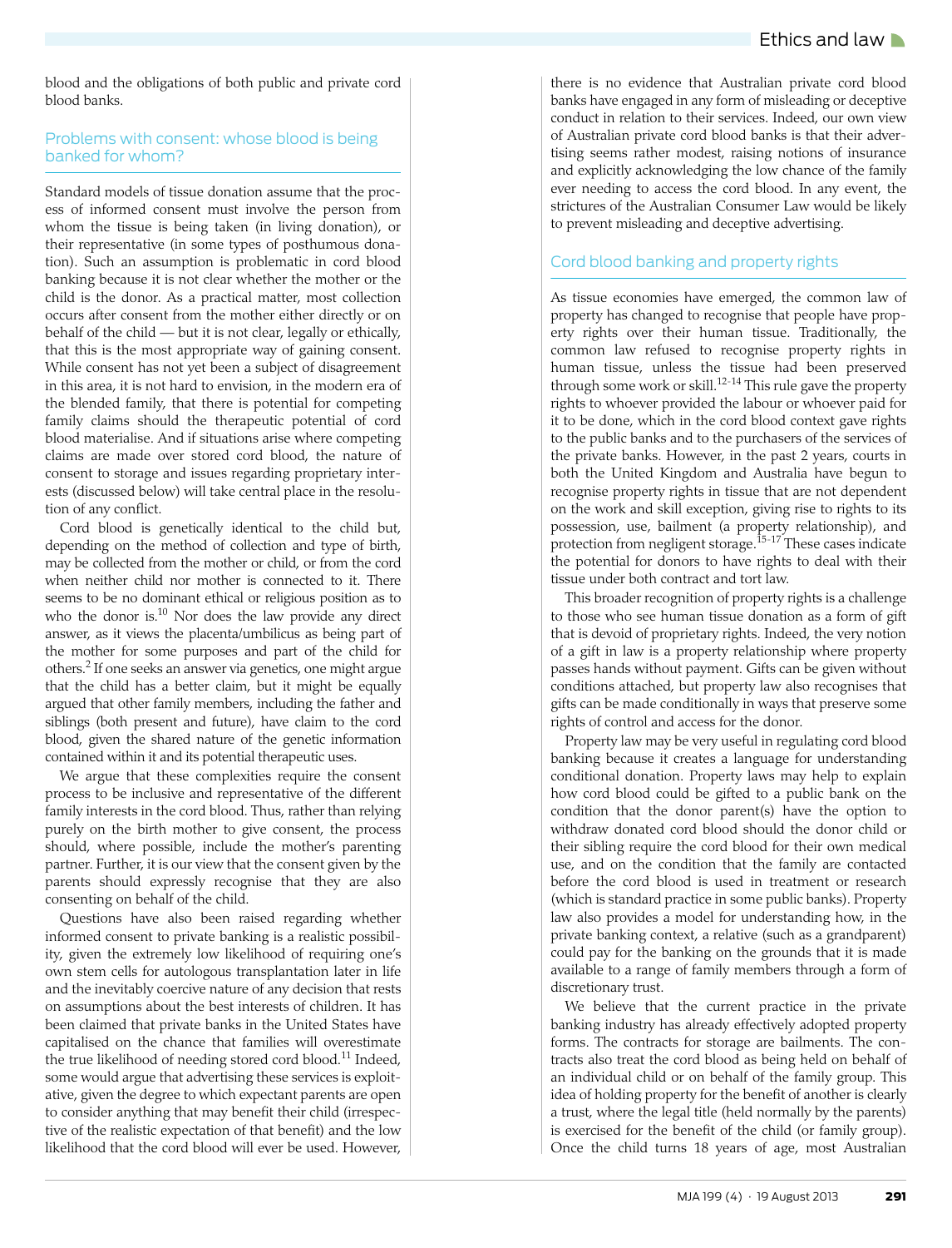blood and the obligations of both public and private cord blood banks.

## Problems with consent: whose blood is being banked for whom?

Standard models of tissue donation assume that the process of informed consent must involve the person from whom the tissue is being taken (in living donation), or their representative (in some types of posthumous donation). Such an assumption is problematic in cord blood banking because it is not clear whether the mother or the child is the donor. As a practical matter, most collection occurs after consent from the mother either directly or on behalf of the child — but it is not clear, legally or ethically, that this is the most appropriate way of gaining consent. While consent has not yet been a subject of disagreement in this area, it is not hard to envision, in the modern era of the blended family, that there is potential for competing family claims should the therapeutic potential of cord blood materialise. And if situations arise where competing claims are made over stored cord blood, the nature of consent to storage and issues regarding proprietary interests (discussed below) will take central place in the resolution of any conflict.

Cord blood is genetically identical to the child but, depending on the method of collection and type of birth, may be collected from the mother or child, or from the cord when neither child nor mother is connected to it. There seems to be no dominant ethical or religious position as to who the donor is.[10] Nor does the law provide any direct answer, as it views the placenta/umbilicus as being part of the mother for some purposes and part of the child for others.[2] If one seeks an answer via genetics, one might argue that the child has a better claim, but it might be equally argued that other family members, including the father and siblings (both present and future), have claim to the cord blood, given the shared nature of the genetic information contained within it and its potential therapeutic uses.

We argue that these complexities require the consent process to be inclusive and representative of the different family interests in the cord blood. Thus, rather than relying purely on the birth mother to give consent, the process should, where possible, include the mother's parenting partner. Further, it is our view that the consent given by the parents should expressly recognise that they are also consenting on behalf of the child.

Questions have also been raised regarding whether informed consent to private banking is a realistic possibility, given the extremely low likelihood of requiring one's own stem cells for autologous transplantation later in life and the inevitably coercive nature of any decision that rests on assumptions about the best interests of children. It has been claimed that private banks in the United States have capitalised on the chance that families will overestimate the true likelihood of needing stored cord blood.[11] Indeed, some would argue that advertising these services is exploitative, given the degree to which expectant parents are open to consider anything that may benefit their child (irrespective of the realistic expectation of that benefit) and the low likelihood that the cord blood will ever be used. However, there is no evidence that Australian private cord blood banks have engaged in any form of misleading or deceptive conduct in relation to their services. Indeed, our own view of Australian private cord blood banks is that their advertising seems rather modest, raising notions of insurance and explicitly acknowledging the low chance of the family ever needing to access the cord blood. In any event, the strictures of the Australian Consumer Law would be likely to prevent misleading and deceptive advertising.

## Cord blood banking and property rights

As tissue economies have emerged, the common law of property has changed to recognise that people have property rights over their human tissue. Traditionally, the common law refused to recognise property rights in human tissue, unless the tissue had been preserved through some work or skill.[12-14] This rule gave the property rights to whoever provided the labour or whoever paid for it to be done, which in the cord blood context gave rights to the public banks and to the purchasers of the services of the private banks. However, in the past 2 years, courts in both the United Kingdom and Australia have begun to recognise property rights in tissue that are not dependent on the work and skill exception, giving rise to rights to its possession, use, bailment (a property relationship), and protection from negligent storage.[15-17] These cases indicate the potential for donors to have rights to deal with their tissue under both contract and tort law.

This broader recognition of property rights is a challenge to those who see human tissue donation as a form of gift that is devoid of proprietary rights. Indeed, the very notion of a gift in law is a property relationship where property passes hands without payment. Gifts can be given without conditions attached, but property law also recognises that gifts can be made conditionally in ways that preserve some rights of control and access for the donor.

Property law may be very useful in regulating cord blood banking because it creates a language for understanding conditional donation. Property laws may help to explain how cord blood could be gifted to a public bank on the condition that the donor parent(s) have the option to withdraw donated cord blood should the donor child or their sibling require the cord blood for their own medical use, and on the condition that the family are contacted before the cord blood is used in treatment or research (which is standard practice in some public banks). Property law also provides a model for understanding how, in the private banking context, a relative (such as a grandparent) could pay for the banking on the grounds that it is made available to a range of family members through a form of discretionary trust.

We believe that the current practice in the private banking industry has already effectively adopted property forms. The contracts for storage are bailments. The contracts also treat the cord blood as being held on behalf of an individual child or on behalf of the family group. This idea of holding property for the benefit of another is clearly a trust, where the legal title (held normally by the parents) is exercised for the benefit of the child (or family group). Once the child turns 18 years of age, most Australian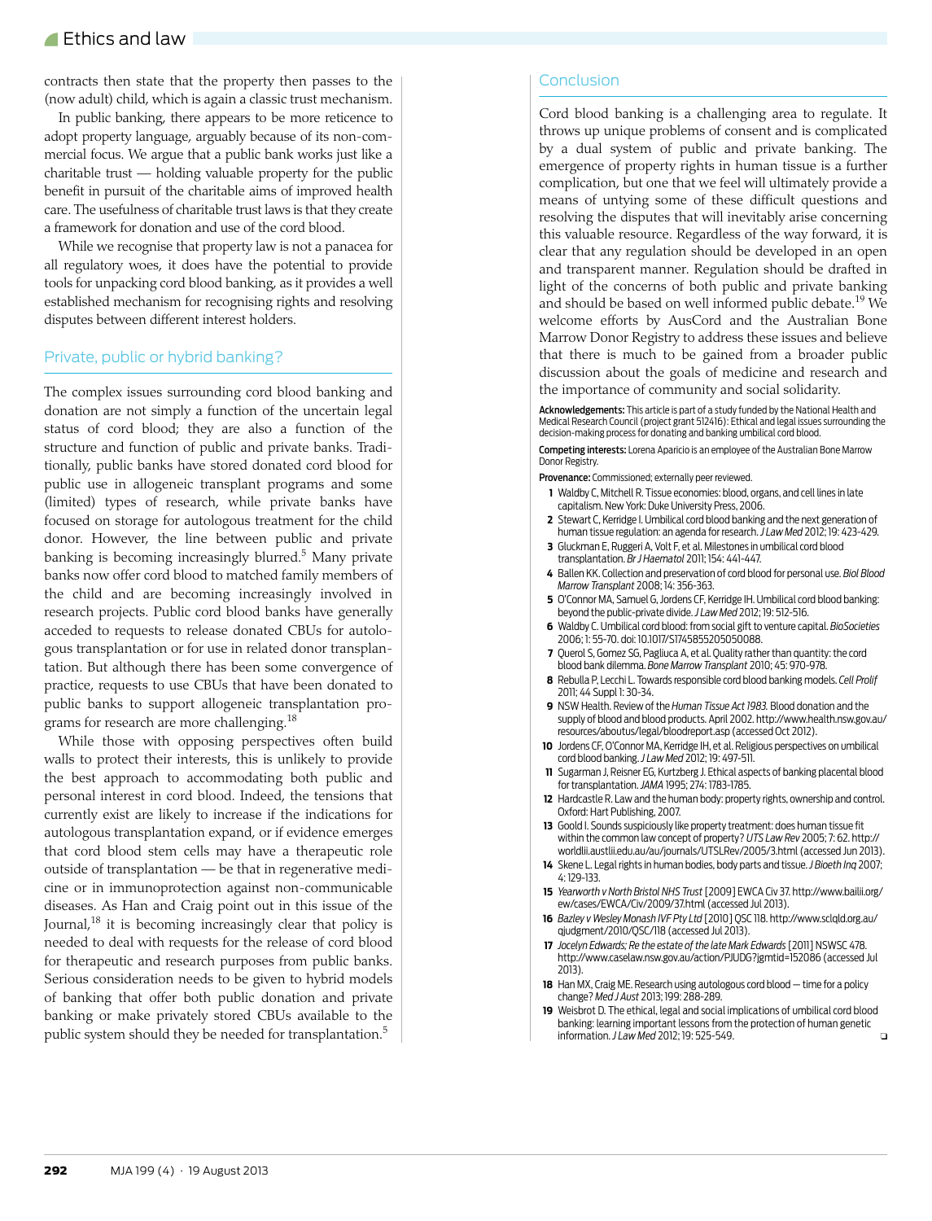contracts then state that the property then passes to the (now adult) child, which is again a classic trust mechanism.

In public banking, there appears to be more reticence to adopt property language, arguably because of its non-commercial focus. We argue that a public bank works just like a charitable trust — holding valuable property for the public benefit in pursuit of the charitable aims of improved health care. The usefulness of charitable trust laws is that they create a framework for donation and use of the cord blood.

While we recognise that property law is not a panacea for all regulatory woes, it does have the potential to provide tools for unpacking cord blood banking, as it provides a well established mechanism for recognising rights and resolving disputes between different interest holders.

## Private, public or hybrid banking?

The complex issues surrounding cord blood banking and donation are not simply a function of the uncertain legal status of cord blood; they are also a function of the structure and function of public and private banks. Traditionally, public banks have stored donated cord blood for public use in allogeneic transplant programs and some (limited) types of research, while private banks have focused on storage for autologous treatment for the child donor. However, the line between public and private banking is becoming increasingly blurred.[5] Many private banks now offer cord blood to matched family members of the child and are becoming increasingly involved in research projects. Public cord blood banks have generally acceded to requests to release donated CBUs for autologous transplantation or for use in related donor transplantation. But although there has been some convergence of practice, requests to use CBUs that have been donated to public banks to support allogeneic transplantation programs for research are more challenging.[18]

While those with opposing perspectives often build walls to protect their interests, this is unlikely to provide the best approach to accommodating both public and personal interest in cord blood. Indeed, the tensions that currently exist are likely to increase if the indications for autologous transplantation expand, or if evidence emerges that cord blood stem cells may have a therapeutic role outside of transplantation — be that in regenerative medicine or in immunoprotection against non-communicable diseases. As Han and Craig point out in this issue of the Journal,[18] it is becoming increasingly clear that policy is needed to deal with requests for the release of cord blood for therapeutic and research purposes from public banks. Serious consideration needs to be given to hybrid models of banking that offer both public donation and private banking or make privately stored CBUs available to the public system should they be needed for transplantation.[5]

## Conclusion

Cord blood banking is a challenging area to regulate. It throws up unique problems of consent and is complicated by a dual system of public and private banking. The emergence of property rights in human tissue is a further complication, but one that we feel will ultimately provide a means of untying some of these difficult questions and resolving the disputes that will inevitably arise concerning this valuable resource. Regardless of the way forward, it is clear that any regulation should be developed in an open and transparent manner. Regulation should be drafted in light of the concerns of both public and private banking and should be based on well informed public debate.[19] We welcome efforts by AusCord and the Australian Bone Marrow Donor Registry to address these issues and believe that there is much to be gained from a broader public discussion about the goals of medicine and research and the importance of community and social solidarity.

**Acknowledgements:** This article is part of a study funded by the National Health and Medical Research Council (project grant 512416): Ethical and legal issues surrounding the decision-making process for donating and banking umbilical cord blood.

**Competing interests:** Lorena Aparicio is an employee of the Australian Bone Marrow Donor Registry.

**Provenance:** Commissioned; externally peer reviewed.

1. Waldby C, Mitchell R. Tissue economies: blood, organs, and cell lines in late capitalism. New York: Duke University Press, 2006.
2. Stewart C, Kerridge I. Umbilical cord blood banking and the next generation of human tissue regulation: an agenda for research. *J Law Med* 2012; 19: 423-429.
3. Gluckman E, Ruggeri A, Volt F, et al. Milestones in umbilical cord blood transplantation. *Br J Haematol* 2011; 154: 441-447.
4. Ballen KK. Collection and preservation of cord blood for personal use. *Biol Blood Marrow Transplant* 2008; 14: 356-363.
5. O'Connor MA, Samuel G, Jordens CF, Kerridge IH. Umbilical cord blood banking: beyond the public-private divide. *J Law Med* 2012; 19: 512-516.
6. Waldby C. Umbilical cord blood: from social gift to venture capital. *BioSocieties* 2006; 1: 55-70. doi: 10.1017/S1745855205050088.
7. Querol S, Gomez SG, Pagliuca A, et al. Quality rather than quantity: the cord blood bank dilemma. *Bone Marrow Transplant* 2010; 45: 970-978.
8. Rebulla P, Lecchi L. Towards responsible cord blood banking models. *Cell Prolif* 2011; 44 Suppl 1: 30-34.
9. NSW Health. Review of the *Human Tissue Act 1983*. Blood donation and the supply of blood and blood products. April 2002. http://www.health.nsw.gov.au/resources/aboutus/legal/bloodreport.asp (accessed Oct 2012).
10. Jordens CF, O'Connor MA, Kerridge IH, et al. Religious perspectives on umbilical cord blood banking. *J Law Med* 2012; 19: 497-511.
11. Sugarman J, Reisner EG, Kurtzberg J. Ethical aspects of banking placental blood for transplantation. *JAMA* 1995; 274: 1783-1785.
12. Hardcastle R. Law and the human body: property rights, ownership and control. Oxford: Hart Publishing, 2007.
13. Goold I. Sounds suspiciously like property treatment: does human tissue fit within the common law concept of property? *UTS Law Rev* 2005; 7: 62. http://worldlii.austlii.edu.au/au/journals/UTSLRev/2005/3.html (accessed Jun 2013).
14. Skene L. Legal rights in human bodies, body parts and tissue. *J Bioeth Inq* 2007; 4: 129-133.
15. *Yearworth v North Bristol NHS Trust* [2009] EWCA Civ 37. http://www.bailii.org/ew/cases/EWCA/Civ/2009/37.html (accessed Jul 2013).
16. *Bazley v Wesley Monash IVF Pty Ltd* [2010] QSC 118. http://www.sclqld.org.au/qjudgment/2010/QSC/118 (accessed Jul 2013).
17. *Jocelyn Edwards; Re the estate of the late Mark Edwards* [2011] NSWSC 478. http://www.caselaw.nsw.gov.au/action/PJUDG?jgmtid=152086 (accessed Jul 2013).
18. Han MX, Craig ME. Research using autologous cord blood — time for a policy change? *Med J Aust* 2013; 199: 288-289.
19. Weisbrot D. The ethical, legal and social implications of umbilical cord blood banking: learning important lessons from the protection of human genetic information. *J Law Med* 2012; 19: 525-549.